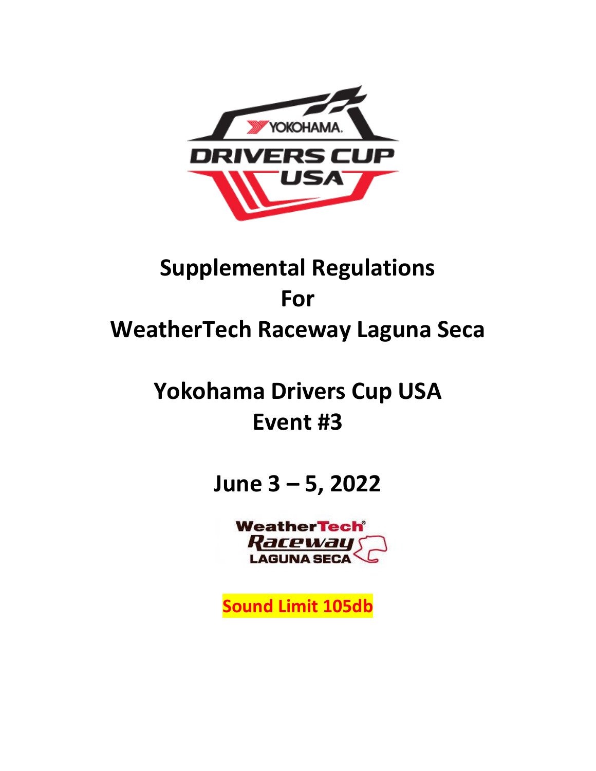# Supplemental Regulations For WeatherTech Raceway Laguna Seca

## Yokohama Drivers Cup USA Event #3

## June 3 – 5, 2022

**Sound Limit 105db**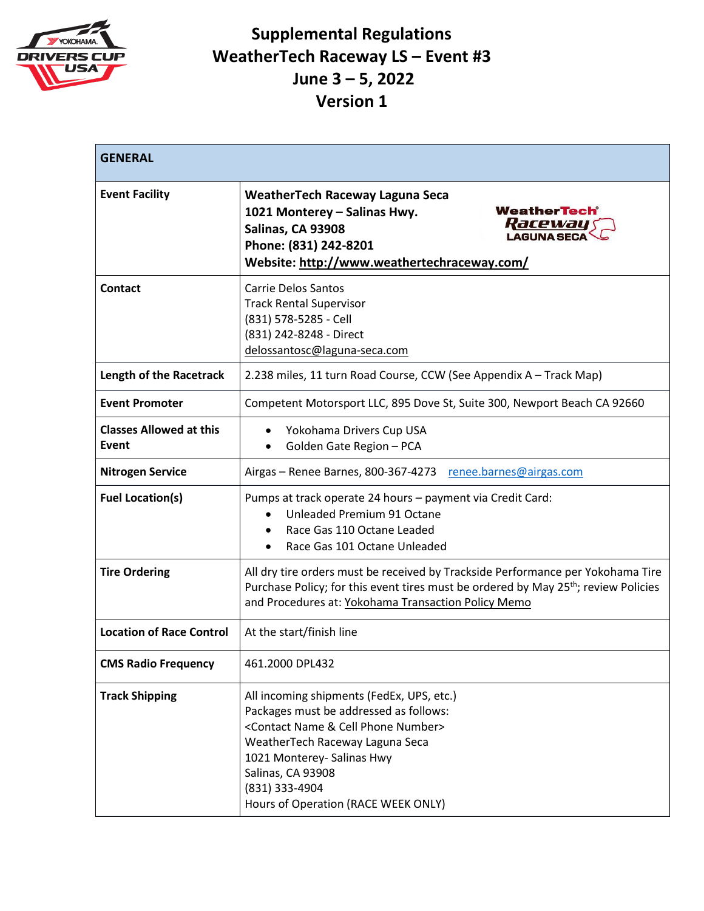# Supplemental Regulations
# WeatherTech Raceway LS – Event #3
# June 3 – 5, 2022
# Version 1

| GENERAL | |
|---|---|
| **Event Facility** | **WeatherTech Raceway Laguna Seca**<br>**1021 Monterey – Salinas Hwy.**<br>**Salinas, CA 93908**<br>**Phone: (831) 242-8201**<br>**Website: http://www.weathertechraceway.com/** |
| **Contact** | Carrie Delos Santos<br>Track Rental Supervisor<br>(831) 578-5285 - Cell<br>(831) 242-8248 - Direct<br>delossantosc@laguna-seca.com |
| **Length of the Racetrack** | 2.238 miles, 11 turn Road Course, CCW (See Appendix A – Track Map) |
| **Event Promoter** | Competent Motorsport LLC, 895 Dove St, Suite 300, Newport Beach CA 92660 |
| **Classes Allowed at this Event** | • Yokohama Drivers Cup USA<br>• Golden Gate Region – PCA |
| **Nitrogen Service** | Airgas – Renee Barnes, 800-367-4273 renee.barnes@airgas.com |
| **Fuel Location(s)** | Pumps at track operate 24 hours – payment via Credit Card:<br>• Unleaded Premium 91 Octane<br>• Race Gas 110 Octane Leaded<br>• Race Gas 101 Octane Unleaded |
| **Tire Ordering** | All dry tire orders must be received by Trackside Performance per Yokohama Tire Purchase Policy; for this event tires must be ordered by May 25th; review Policies and Procedures at: Yokohama Transaction Policy Memo |
| **Location of Race Control** | At the start/finish line |
| **CMS Radio Frequency** | 461.2000 DPL432 |
| **Track Shipping** | All incoming shipments (FedEx, UPS, etc.)<br>Packages must be addressed as follows:<br>&lt;Contact Name & Cell Phone Number&gt;<br>WeatherTech Raceway Laguna Seca<br>1021 Monterey- Salinas Hwy<br>Salinas, CA 93908<br>(831) 333-4904<br>Hours of Operation (RACE WEEK ONLY) |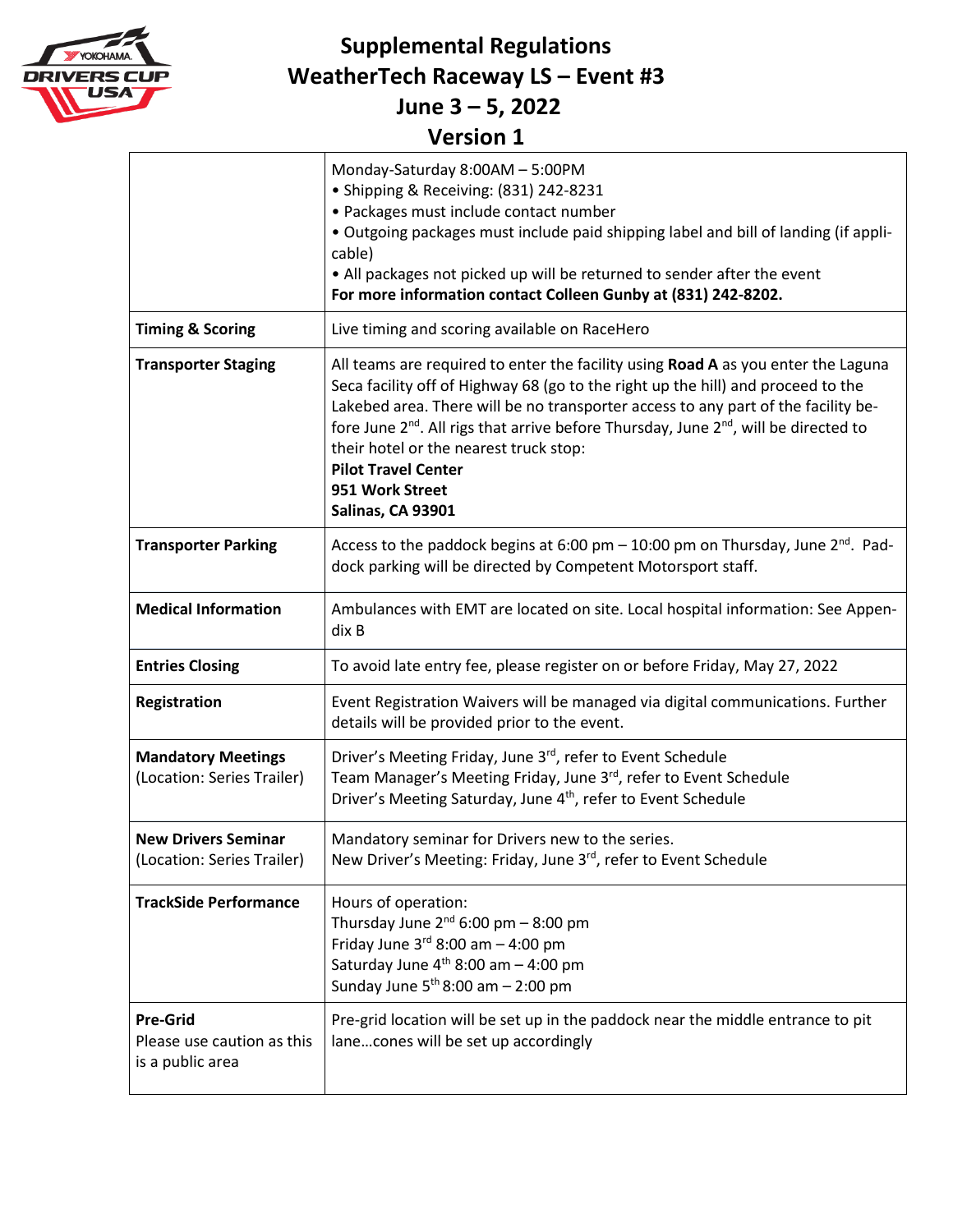# Supplemental Regulations
# WeatherTech Raceway LS – Event #3
# June 3 – 5, 2022
# Version 1

| | |
|---|---|
| | Monday-Saturday 8:00AM – 5:00PM<br>• Shipping & Receiving: (831) 242-8231<br>• Packages must include contact number<br>• Outgoing packages must include paid shipping label and bill of landing (if applicable)<br>• All packages not picked up will be returned to sender after the event<br>**For more information contact Colleen Gunby at (831) 242-8202.** |
| **Timing & Scoring** | Live timing and scoring available on RaceHero |
| **Transporter Staging** | All teams are required to enter the facility using **Road A** as you enter the Laguna Seca facility off of Highway 68 (go to the right up the hill) and proceed to the Lakebed area. There will be no transporter access to any part of the facility before June 2nd. All rigs that arrive before Thursday, June 2nd, will be directed to their hotel or the nearest truck stop:<br>**Pilot Travel Center**<br>**951 Work Street**<br>**Salinas, CA 93901** |
| **Transporter Parking** | Access to the paddock begins at 6:00 pm – 10:00 pm on Thursday, June 2nd. Paddock parking will be directed by Competent Motorsport staff. |
| **Medical Information** | Ambulances with EMT are located on site. Local hospital information: See Appendix B |
| **Entries Closing** | To avoid late entry fee, please register on or before Friday, May 27, 2022 |
| **Registration** | Event Registration Waivers will be managed via digital communications. Further details will be provided prior to the event. |
| **Mandatory Meetings** (Location: Series Trailer) | Driver's Meeting Friday, June 3rd, refer to Event Schedule<br>Team Manager's Meeting Friday, June 3rd, refer to Event Schedule<br>Driver's Meeting Saturday, June 4th, refer to Event Schedule |
| **New Drivers Seminar** (Location: Series Trailer) | Mandatory seminar for Drivers new to the series.<br>New Driver's Meeting: Friday, June 3rd, refer to Event Schedule |
| **TrackSide Performance** | Hours of operation:<br>Thursday June 2nd 6:00 pm – 8:00 pm<br>Friday June 3rd 8:00 am – 4:00 pm<br>Saturday June 4th 8:00 am – 4:00 pm<br>Sunday June 5th 8:00 am – 2:00 pm |
| **Pre-Grid** Please use caution as this is a public area | Pre-grid location will be set up in the paddock near the middle entrance to pit lane…cones will be set up accordingly |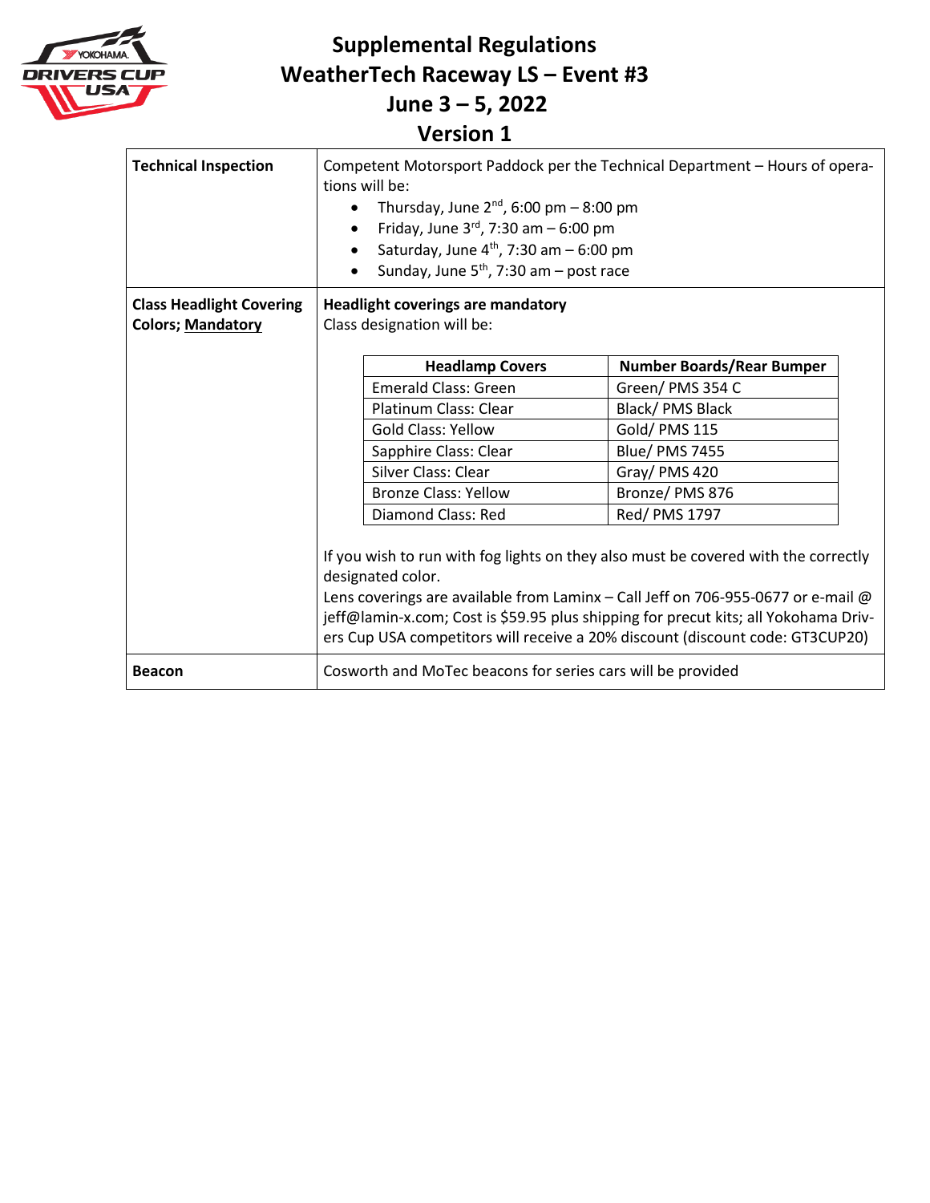# Supplemental Regulations
# WeatherTech Raceway LS – Event #3
# June 3 – 5, 2022
# Version 1

<table>
<tr>
<td><strong>Technical Inspection</strong></td>
<td>Competent Motorsport Paddock per the Technical Department – Hours of operations will be:
<ul>
<li>Thursday, June 2nd, 6:00 pm – 8:00 pm</li>
<li>Friday, June 3rd, 7:30 am – 6:00 pm</li>
<li>Saturday, June 4th, 7:30 am – 6:00 pm</li>
<li>Sunday, June 5th, 7:30 am – post race</li>
</ul>
</td>
</tr>
<tr>
<td><strong>Class Headlight Covering Colors; <u>Mandatory</u></strong></td>
<td><strong>Headlight coverings are mandatory</strong><br>Class designation will be:
<table>
<tr><th>Headlamp Covers</th><th>Number Boards/Rear Bumper</th></tr>
<tr><td>Emerald Class: Green</td><td>Green/ PMS 354 C</td></tr>
<tr><td>Platinum Class: Clear</td><td>Black/ PMS Black</td></tr>
<tr><td>Gold Class: Yellow</td><td>Gold/ PMS 115</td></tr>
<tr><td>Sapphire Class: Clear</td><td>Blue/ PMS 7455</td></tr>
<tr><td>Silver Class: Clear</td><td>Gray/ PMS 420</td></tr>
<tr><td>Bronze Class: Yellow</td><td>Bronze/ PMS 876</td></tr>
<tr><td>Diamond Class: Red</td><td>Red/ PMS 1797</td></tr>
</table>
If you wish to run with fog lights on they also must be covered with the correctly designated color.<br>
Lens coverings are available from Laminx – Call Jeff on 706-955-0677 or e-mail @ jeff@lamin-x.com; Cost is $59.95 plus shipping for precut kits; all Yokohama Drivers Cup USA competitors will receive a 20% discount (discount code: GT3CUP20)
</td>
</tr>
<tr>
<td><strong>Beacon</strong></td>
<td>Cosworth and MoTec beacons for series cars will be provided</td>
</tr>
</table>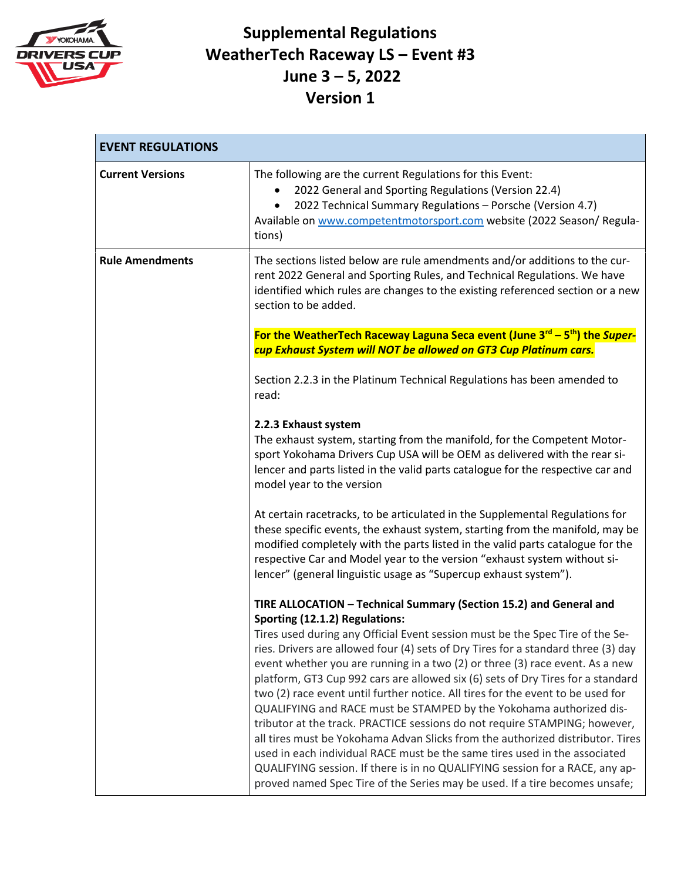# Supplemental Regulations
# WeatherTech Raceway LS – Event #3
# June 3 – 5, 2022
# Version 1

| EVENT REGULATIONS | |
|---|---|
| **Current Versions** | The following are the current Regulations for this Event:<br>• 2022 General and Sporting Regulations (Version 22.4)<br>• 2022 Technical Summary Regulations – Porsche (Version 4.7)<br>Available on www.competentmotorsport.com website (2022 Season/ Regulations) |
| **Rule Amendments** | The sections listed below are rule amendments and/or additions to the current 2022 General and Sporting Rules, and Technical Regulations. We have identified which rules are changes to the existing referenced section or a new section to be added.<br><br>**For the WeatherTech Raceway Laguna Seca event (June 3rd – 5th) the *Supercup Exhaust System will NOT be allowed on GT3 Cup Platinum cars.***<br><br>Section 2.2.3 in the Platinum Technical Regulations has been amended to read:<br><br>**2.2.3 Exhaust system**<br>The exhaust system, starting from the manifold, for the Competent Motorsport Yokohama Drivers Cup USA will be OEM as delivered with the rear silencer and parts listed in the valid parts catalogue for the respective car and model year to the version<br><br>At certain racetracks, to be articulated in the Supplemental Regulations for these specific events, the exhaust system, starting from the manifold, may be modified completely with the parts listed in the valid parts catalogue for the respective Car and Model year to the version "exhaust system without silencer" (general linguistic usage as "Supercup exhaust system").<br><br>**TIRE ALLOCATION – Technical Summary (Section 15.2) and General and Sporting (12.1.2) Regulations:**<br>Tires used during any Official Event session must be the Spec Tire of the Series. Drivers are allowed four (4) sets of Dry Tires for a standard three (3) day event whether you are running in a two (2) or three (3) race event. As a new platform, GT3 Cup 992 cars are allowed six (6) sets of Dry Tires for a standard two (2) race event until further notice. All tires for the event to be used for QUALIFYING and RACE must be STAMPED by the Yokohama authorized distributor at the track. PRACTICE sessions do not require STAMPING; however, all tires must be Yokohama Advan Slicks from the authorized distributor. Tires used in each individual RACE must be the same tires used in the associated QUALIFYING session. If there is in no QUALIFYING session for a RACE, any approved named Spec Tire of the Series may be used. If a tire becomes unsafe; |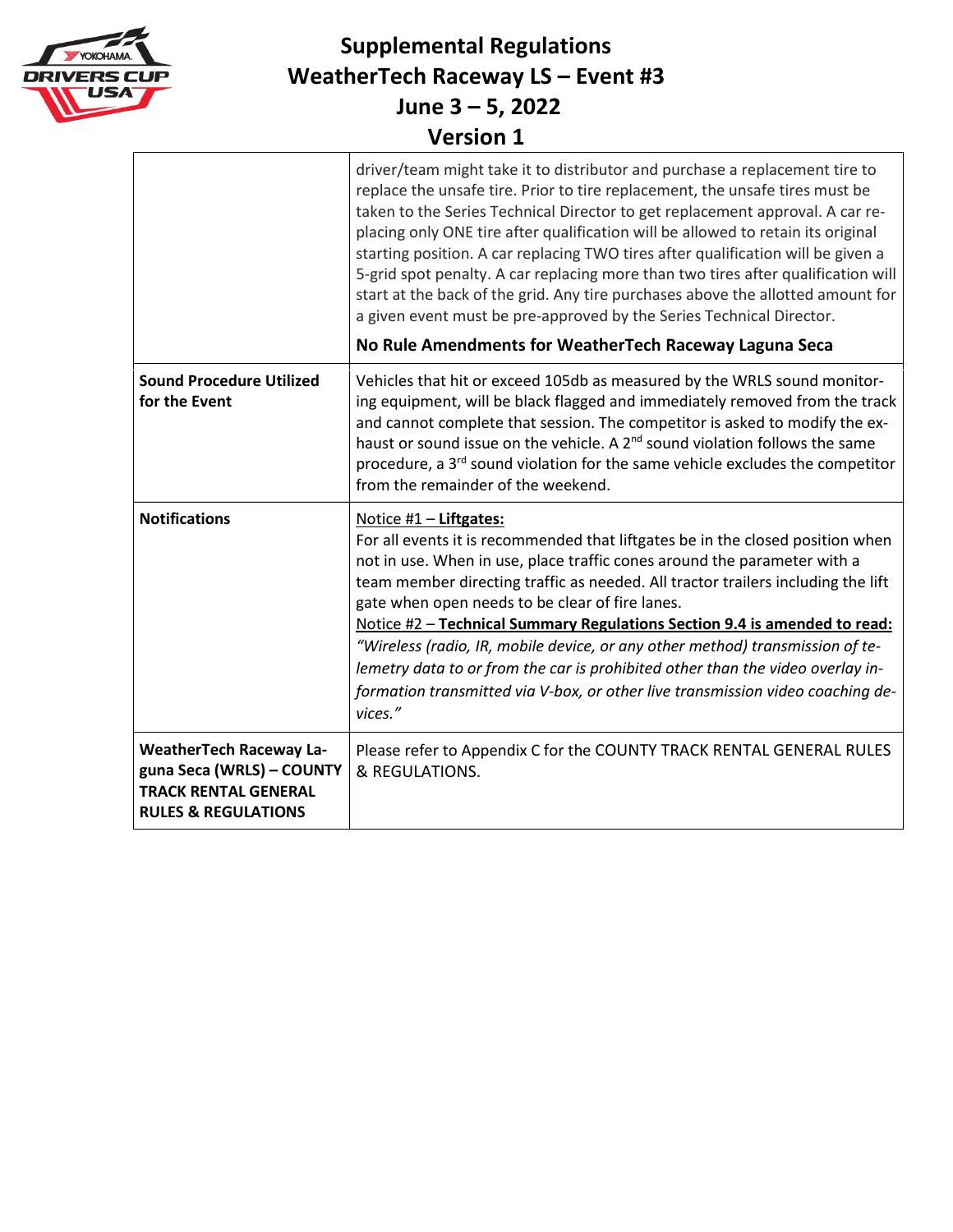# Supplemental Regulations
# WeatherTech Raceway LS – Event #3
# June 3 – 5, 2022
# Version 1

| | |
|---|---|
| | driver/team might take it to distributor and purchase a replacement tire to replace the unsafe tire. Prior to tire replacement, the unsafe tires must be taken to the Series Technical Director to get replacement approval. A car replacing only ONE tire after qualification will be allowed to retain its original starting position. A car replacing TWO tires after qualification will be given a 5-grid spot penalty. A car replacing more than two tires after qualification will start at the back of the grid. Any tire purchases above the allotted amount for a given event must be pre-approved by the Series Technical Director.<br><br>**No Rule Amendments for WeatherTech Raceway Laguna Seca** |
| **Sound Procedure Utilized for the Event** | Vehicles that hit or exceed 105db as measured by the WRLS sound monitoring equipment, will be black flagged and immediately removed from the track and cannot complete that session. The competitor is asked to modify the exhaust or sound issue on the vehicle. A 2nd sound violation follows the same procedure, a 3rd sound violation for the same vehicle excludes the competitor from the remainder of the weekend. |
| **Notifications** | Notice #1 – **Liftgates:**<br>For all events it is recommended that liftgates be in the closed position when not in use. When in use, place traffic cones around the parameter with a team member directing traffic as needed. All tractor trailers including the lift gate when open needs to be clear of fire lanes.<br>Notice #2 – **Technical Summary Regulations Section 9.4 is amended to read:**<br>*"Wireless (radio, IR, mobile device, or any other method) transmission of telemetry data to or from the car is prohibited other than the video overlay information transmitted via V-box, or other live transmission video coaching devices."* |
| **WeatherTech Raceway Laguna Seca (WRLS) – COUNTY TRACK RENTAL GENERAL RULES & REGULATIONS** | Please refer to Appendix C for the COUNTY TRACK RENTAL GENERAL RULES & REGULATIONS. |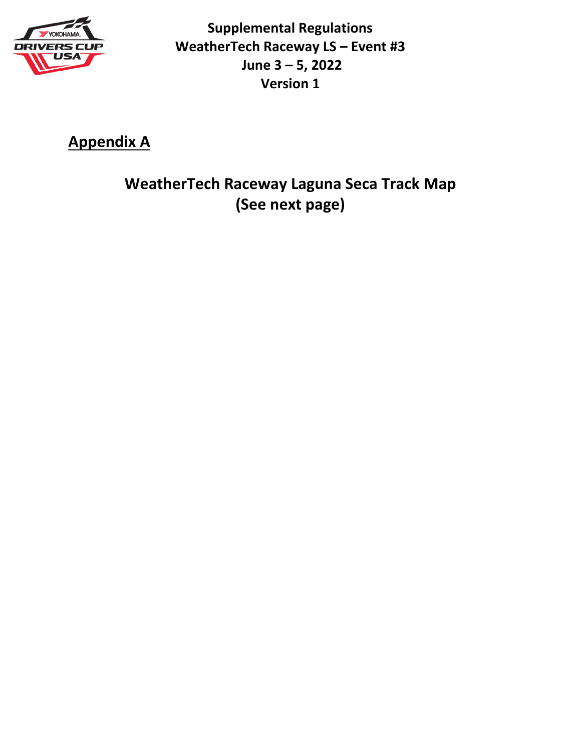**Supplemental Regulations**
**WeatherTech Raceway LS – Event #3**
**June 3 – 5, 2022**
**Version 1**

## Appendix A

### WeatherTech Raceway Laguna Seca Track Map
### (See next page)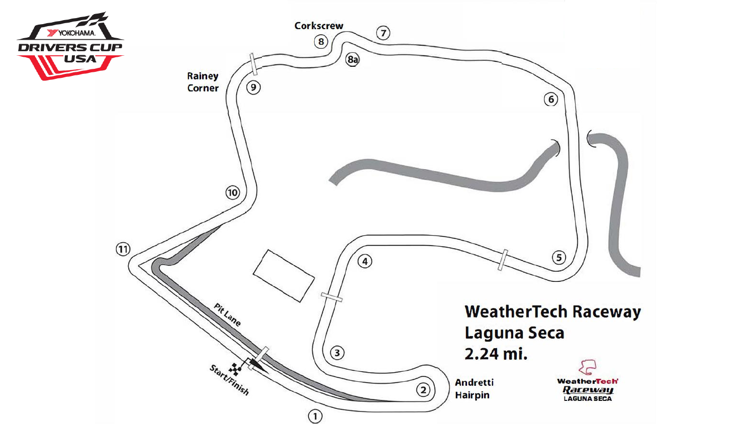# WeatherTech Raceway Laguna Seca

# 2.24 mi.

Corkscrew

Rainey Corner

Andretti Hairpin

Pit Lane

Start/Finish

1, 2, 3, 4, 5, 6, 7, 8, 8a, 9, 10, 11

YOKOHAMA DRIVERS CUP USA

WeatherTech Raceway LAGUNA SECA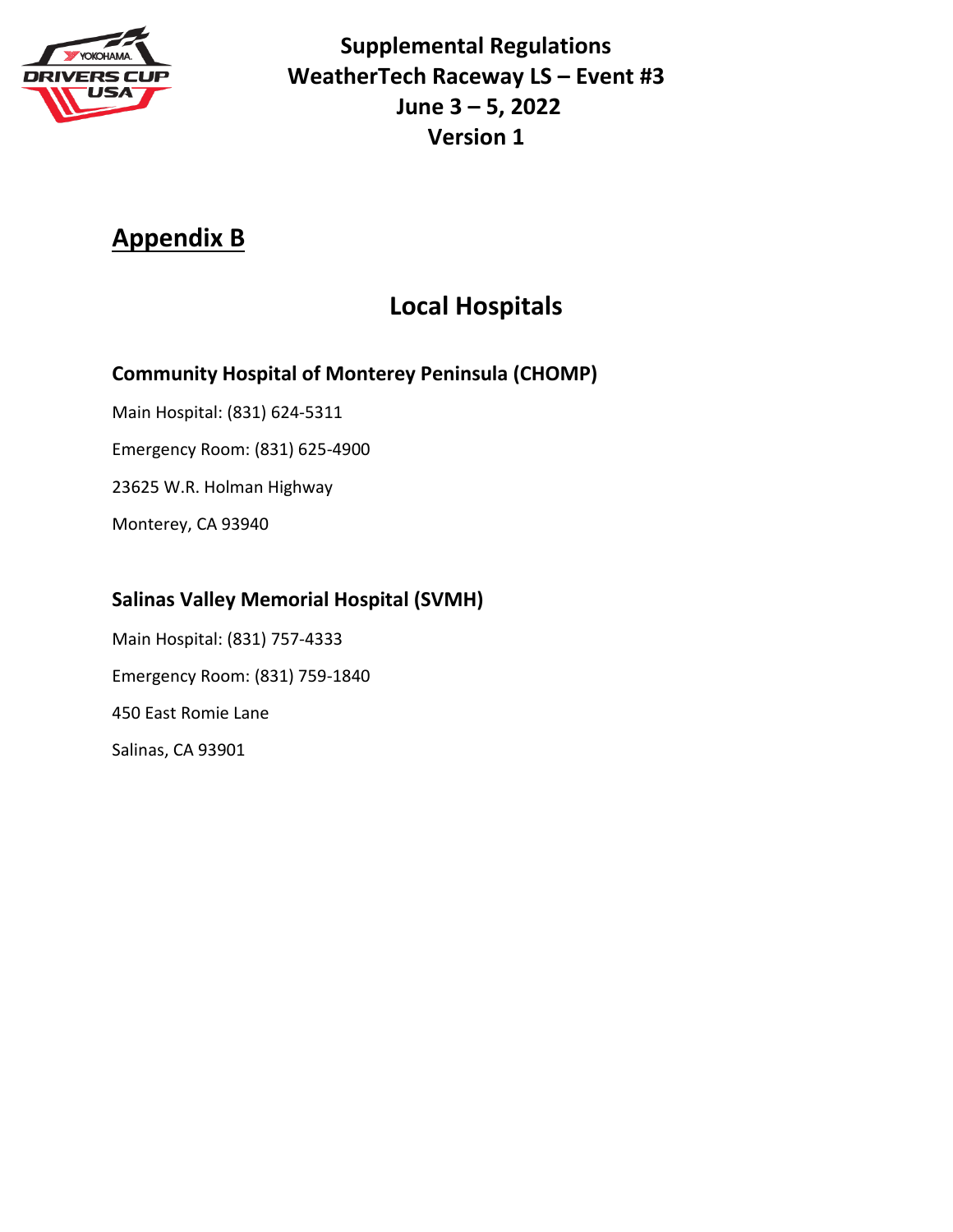# Appendix B

## Local Hospitals

### Community Hospital of Monterey Peninsula (CHOMP)

Main Hospital: (831) 624-5311

Emergency Room: (831) 625-4900

23625 W.R. Holman Highway

Monterey, CA 93940

### Salinas Valley Memorial Hospital (SVMH)

Main Hospital: (831) 757-4333

Emergency Room: (831) 759-1840

450 East Romie Lane

Salinas, CA 93901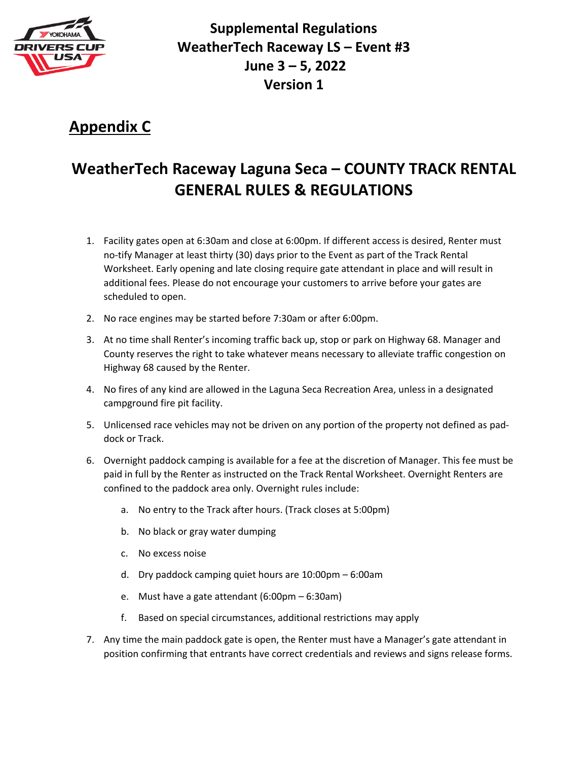# Supplemental Regulations
# WeatherTech Raceway LS – Event #3
# June 3 – 5, 2022
# Version 1

## Appendix C

## WeatherTech Raceway Laguna Seca – COUNTY TRACK RENTAL GENERAL RULES & REGULATIONS

1. Facility gates open at 6:30am and close at 6:00pm. If different access is desired, Renter must no-tify Manager at least thirty (30) days prior to the Event as part of the Track Rental Worksheet. Early opening and late closing require gate attendant in place and will result in additional fees. Please do not encourage your customers to arrive before your gates are scheduled to open.
2. No race engines may be started before 7:30am or after 6:00pm.
3. At no time shall Renter's incoming traffic back up, stop or park on Highway 68. Manager and County reserves the right to take whatever means necessary to alleviate traffic congestion on Highway 68 caused by the Renter.
4. No fires of any kind are allowed in the Laguna Seca Recreation Area, unless in a designated campground fire pit facility.
5. Unlicensed race vehicles may not be driven on any portion of the property not defined as pad-dock or Track.
6. Overnight paddock camping is available for a fee at the discretion of Manager. This fee must be paid in full by the Renter as instructed on the Track Rental Worksheet. Overnight Renters are confined to the paddock area only. Overnight rules include:
   a. No entry to the Track after hours. (Track closes at 5:00pm)
   b. No black or gray water dumping
   c. No excess noise
   d. Dry paddock camping quiet hours are 10:00pm – 6:00am
   e. Must have a gate attendant (6:00pm – 6:30am)
   f. Based on special circumstances, additional restrictions may apply
7. Any time the main paddock gate is open, the Renter must have a Manager's gate attendant in position confirming that entrants have correct credentials and reviews and signs release forms.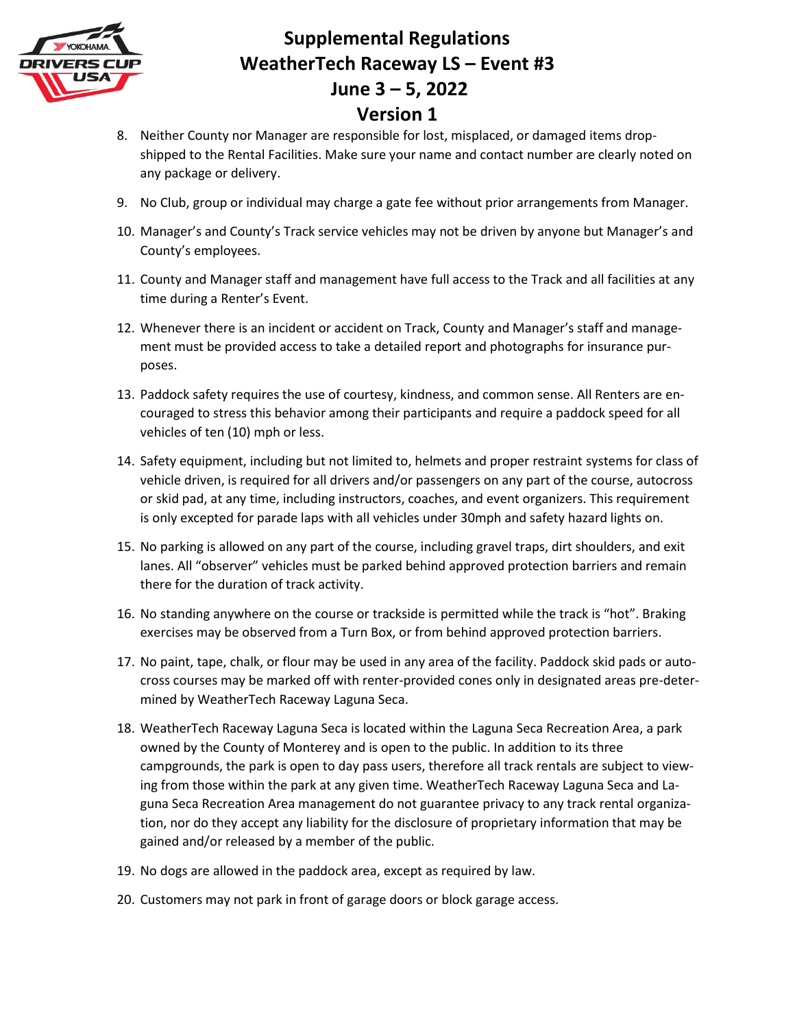8. Neither County nor Manager are responsible for lost, misplaced, or damaged items drop-shipped to the Rental Facilities. Make sure your name and contact number are clearly noted on any package or delivery.

9. No Club, group or individual may charge a gate fee without prior arrangements from Manager.

10. Manager's and County's Track service vehicles may not be driven by anyone but Manager's and County's employees.

11. County and Manager staff and management have full access to the Track and all facilities at any time during a Renter's Event.

12. Whenever there is an incident or accident on Track, County and Manager's staff and management must be provided access to take a detailed report and photographs for insurance purposes.

13. Paddock safety requires the use of courtesy, kindness, and common sense. All Renters are encouraged to stress this behavior among their participants and require a paddock speed for all vehicles of ten (10) mph or less.

14. Safety equipment, including but not limited to, helmets and proper restraint systems for class of vehicle driven, is required for all drivers and/or passengers on any part of the course, autocross or skid pad, at any time, including instructors, coaches, and event organizers. This requirement is only excepted for parade laps with all vehicles under 30mph and safety hazard lights on.

15. No parking is allowed on any part of the course, including gravel traps, dirt shoulders, and exit lanes. All "observer" vehicles must be parked behind approved protection barriers and remain there for the duration of track activity.

16. No standing anywhere on the course or trackside is permitted while the track is "hot". Braking exercises may be observed from a Turn Box, or from behind approved protection barriers.

17. No paint, tape, chalk, or flour may be used in any area of the facility. Paddock skid pads or autocross courses may be marked off with renter-provided cones only in designated areas pre-determined by WeatherTech Raceway Laguna Seca.

18. WeatherTech Raceway Laguna Seca is located within the Laguna Seca Recreation Area, a park owned by the County of Monterey and is open to the public. In addition to its three campgrounds, the park is open to day pass users, therefore all track rentals are subject to viewing from those within the park at any given time. WeatherTech Raceway Laguna Seca and Laguna Seca Recreation Area management do not guarantee privacy to any track rental organization, nor do they accept any liability for the disclosure of proprietary information that may be gained and/or released by a member of the public.

19. No dogs are allowed in the paddock area, except as required by law.

20. Customers may not park in front of garage doors or block garage access.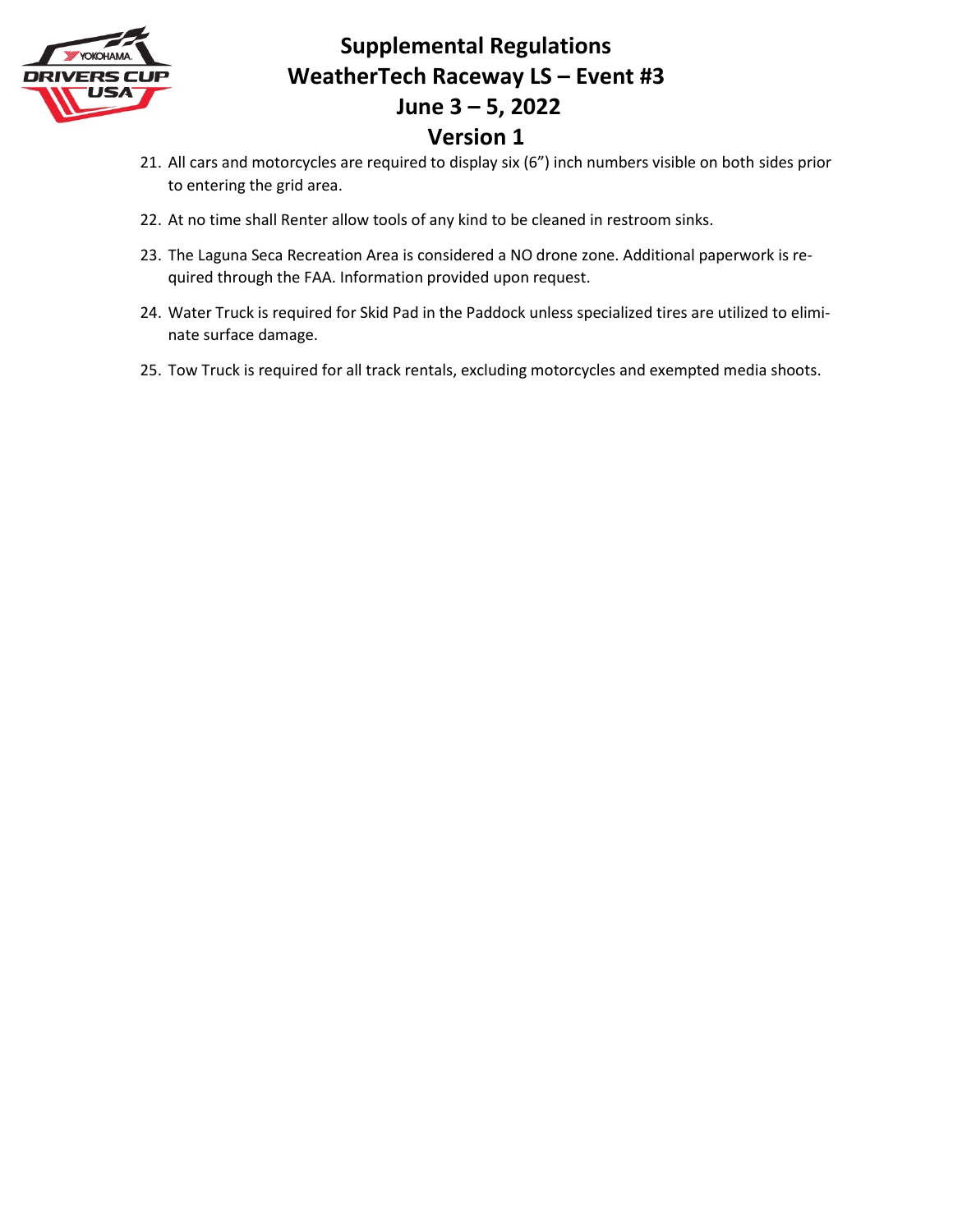21. All cars and motorcycles are required to display six (6") inch numbers visible on both sides prior to entering the grid area.
22. At no time shall Renter allow tools of any kind to be cleaned in restroom sinks.
23. The Laguna Seca Recreation Area is considered a NO drone zone. Additional paperwork is required through the FAA. Information provided upon request.
24. Water Truck is required for Skid Pad in the Paddock unless specialized tires are utilized to eliminate surface damage.
25. Tow Truck is required for all track rentals, excluding motorcycles and exempted media shoots.